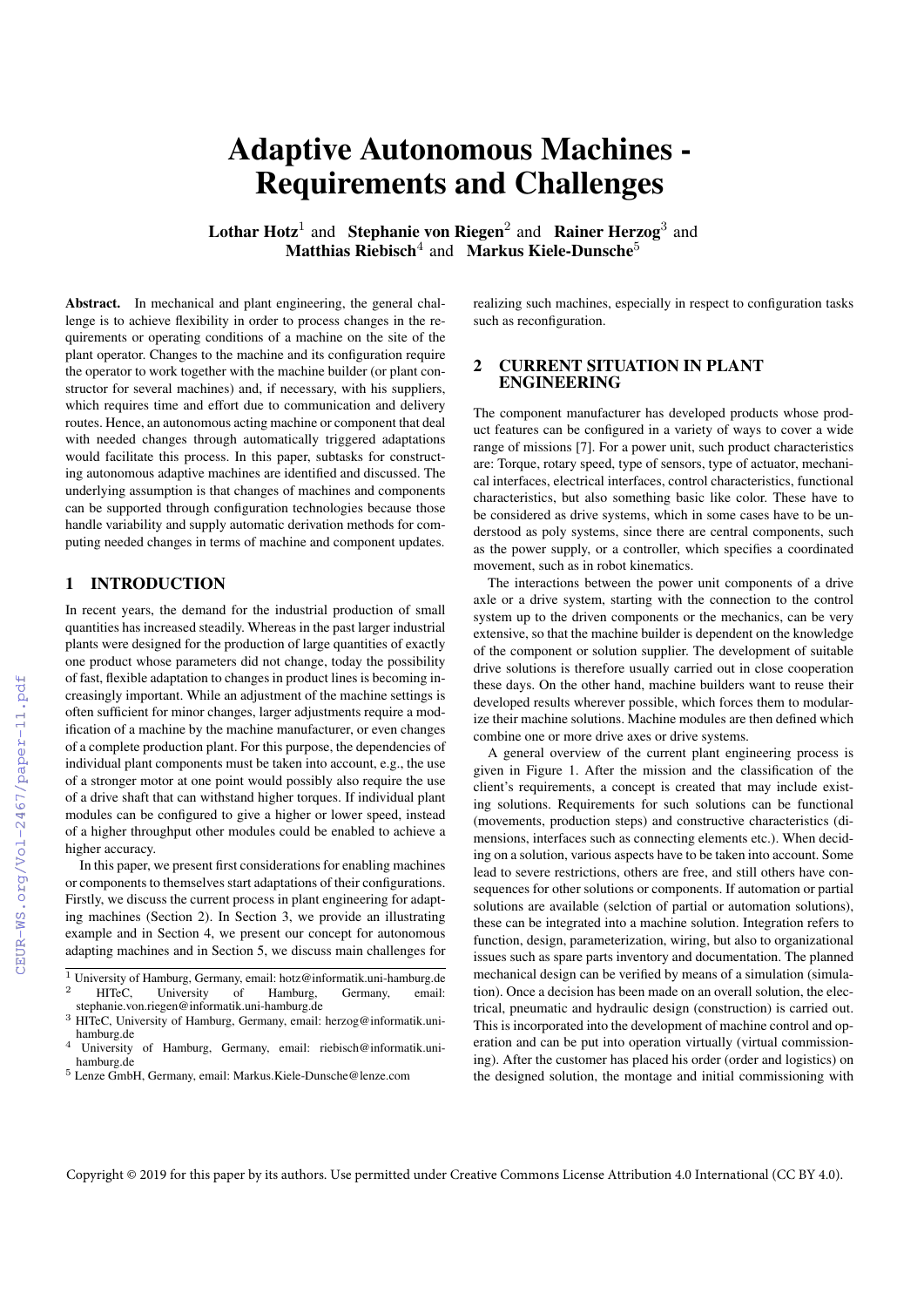# Adaptive Autonomous Machines - Requirements and Challenges

**Lothar Hotz**[1] and **Stephanie von Riegen**[2] and **Rainer Herzog**[3] and **Matthias Riebisch**[4] and **Markus Kiele-Dunsche**[5]

**Abstract.** In mechanical and plant engineering, the general challenge is to achieve flexibility in order to process changes in the requirements or operating conditions of a machine on the site of the plant operator. Changes to the machine and its configuration require the operator to work together with the machine builder (or plant constructor for several machines) and, if necessary, with his suppliers, which requires time and effort due to communication and delivery routes. Hence, an autonomous acting machine or component that deal with needed changes through automatically triggered adaptations would facilitate this process. In this paper, subtasks for constructing autonomous adaptive machines are identified and discussed. The underlying assumption is that changes of machines and components can be supported through configuration technologies because those handle variability and supply automatic derivation methods for computing needed changes in terms of machine and component updates.

## 1 INTRODUCTION

In recent years, the demand for the industrial production of small quantities has increased steadily. Whereas in the past larger industrial plants were designed for the production of large quantities of exactly one product whose parameters did not change, today the possibility of fast, flexible adaptation to changes in product lines is becoming increasingly important. While an adjustment of the machine settings is often sufficient for minor changes, larger adjustments require a modification of a machine by the machine manufacturer, or even changes of a complete production plant. For this purpose, the dependencies of individual plant components must be taken into account, e.g., the use of a stronger motor at one point would possibly also require the use of a drive shaft that can withstand higher torques. If individual plant modules can be configured to give a higher or lower speed, instead of a higher throughput other modules could be enabled to achieve a higher accuracy.

In this paper, we present first considerations for enabling machines or components to themselves start adaptations of their configurations. Firstly, we discuss the current process in plant engineering for adapting machines (Section 2). In Section 3, we provide an illustrating example and in Section 4, we present our concept for autonomous adapting machines and in Section 5, we discuss main challenges for realizing such machines, especially in respect to configuration tasks such as reconfiguration.

## 2 CURRENT SITUATION IN PLANT ENGINEERING

The component manufacturer has developed products whose product features can be configured in a variety of ways to cover a wide range of missions [7]. For a power unit, such product characteristics are: Torque, rotary speed, type of sensors, type of actuator, mechanical interfaces, electrical interfaces, control characteristics, functional characteristics, but also something basic like color. These have to be considered as drive systems, which in some cases have to be understood as poly systems, since there are central components, such as the power supply, or a controller, which specifies a coordinated movement, such as in robot kinematics.

The interactions between the power unit components of a drive axle or a drive system, starting with the connection to the control system up to the driven components or the mechanics, can be very extensive, so that the machine builder is dependent on the knowledge of the component or solution supplier. The development of suitable drive solutions is therefore usually carried out in close cooperation these days. On the other hand, machine builders want to reuse their developed results wherever possible, which forces them to modularize their machine solutions. Machine modules are then defined which combine one or more drive axes or drive systems.

A general overview of the current plant engineering process is given in Figure 1. After the mission and the classification of the client's requirements, a concept is created that may include existing solutions. Requirements for such solutions can be functional (movements, production steps) and constructive characteristics (dimensions, interfaces such as connecting elements etc.). When deciding on a solution, various aspects have to be taken into account. Some lead to severe restrictions, others are free, and still others have consequences for other solutions or components. If automation or partial solutions are available (selction of partial or automation solutions), these can be integrated into a machine solution. Integration refers to function, design, parameterization, wiring, but also to organizational issues such as spare parts inventory and documentation. The planned mechanical design can be verified by means of a simulation (simulation). Once a decision has been made on an overall solution, the electrical, pneumatic and hydraulic design (construction) is carried out. This is incorporated into the development of machine control and operation and can be put into operation virtually (virtual commissioning). After the customer has placed his order (order and logistics) on the designed solution, the montage and initial commissioning with

[1] University of Hamburg, Germany, email: hotz@informatik.uni-hamburg.de
[2] HITeC, University of Hamburg, Germany, email: stephanie.von.riegen@informatik.uni-hamburg.de
[3] HITeC, University of Hamburg, Germany, email: herzog@informatik.uni-hamburg.de
[4] University of Hamburg, Germany, email: riebisch@informatik.uni-hamburg.de
[5] Lenze GmbH, Germany, email: Markus.Kiele-Dunsche@lenze.com

Copyright © 2019 for this paper by its authors. Use permitted under Creative Commons License Attribution 4.0 International (CC BY 4.0).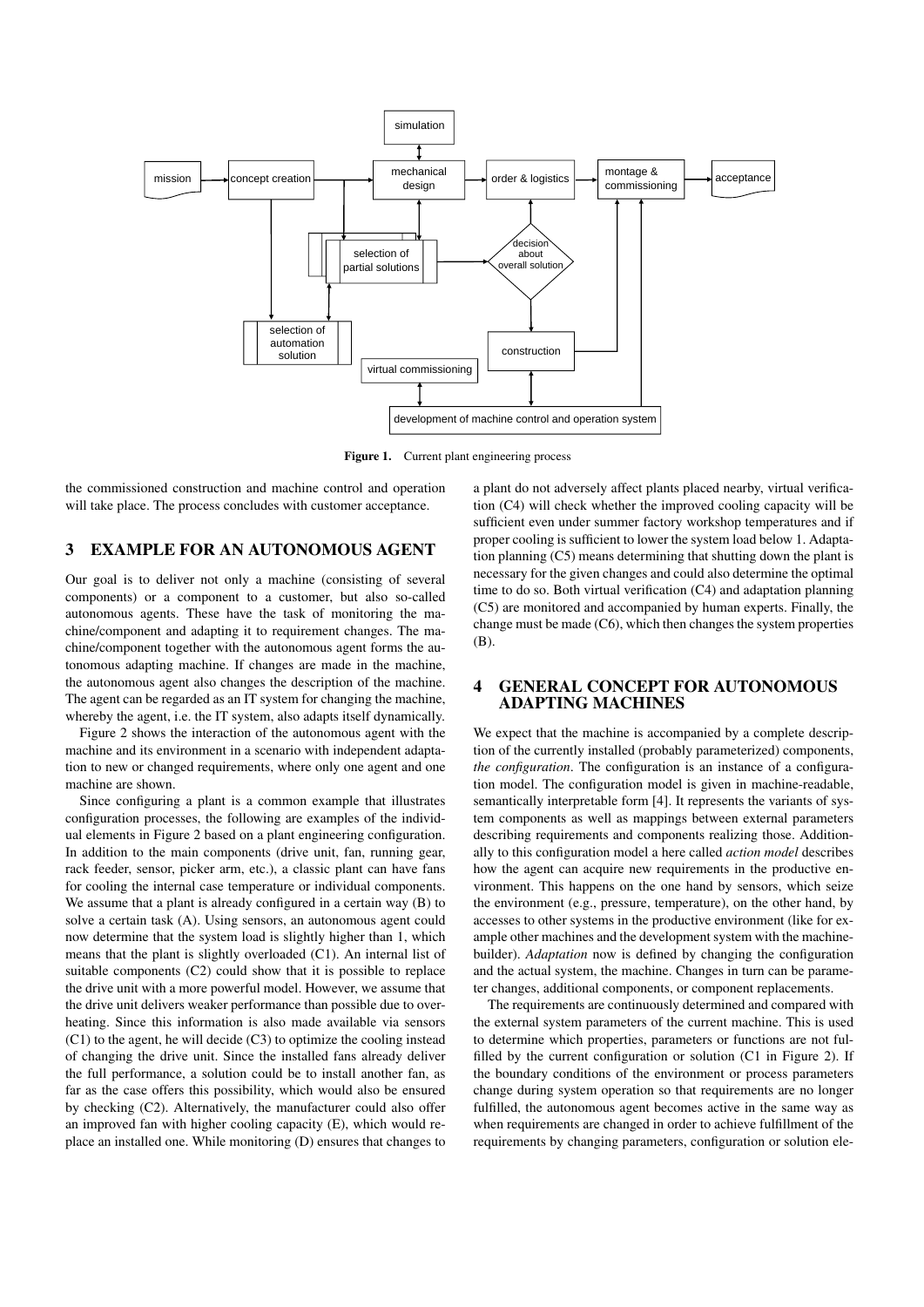Figure 1. Current plant engineering process

the commissioned construction and machine control and operation will take place. The process concludes with customer acceptance.

## 3 EXAMPLE FOR AN AUTONOMOUS AGENT

Our goal is to deliver not only a machine (consisting of several components) or a component to a customer, but also so-called autonomous agents. These have the task of monitoring the machine/component and adapting it to requirement changes. The machine/component together with the autonomous agent forms the autonomous adapting machine. If changes are made in the machine, the autonomous agent also changes the description of the machine. The agent can be regarded as an IT system for changing the machine, whereby the agent, i.e. the IT system, also adapts itself dynamically.

Figure 2 shows the interaction of the autonomous agent with the machine and its environment in a scenario with independent adaptation to new or changed requirements, where only one agent and one machine are shown.

Since configuring a plant is a common example that illustrates configuration processes, the following are examples of the individual elements in Figure 2 based on a plant engineering configuration. In addition to the main components (drive unit, fan, running gear, rack feeder, sensor, picker arm, etc.), a classic plant can have fans for cooling the internal case temperature or individual components. We assume that a plant is already configured in a certain way (B) to solve a certain task (A). Using sensors, an autonomous agent could now determine that the system load is slightly higher than 1, which means that the plant is slightly overloaded (C1). An internal list of suitable components (C2) could show that it is possible to replace the drive unit with a more powerful model. However, we assume that the drive unit delivers weaker performance than possible due to overheating. Since this information is also made available via sensors (C1) to the agent, he will decide (C3) to optimize the cooling instead of changing the drive unit. Since the installed fans already deliver the full performance, a solution could be to install another fan, as far as the case offers this possibility, which would also be ensured by checking (C2). Alternatively, the manufacturer could also offer an improved fan with higher cooling capacity (E), which would replace an installed one. While monitoring (D) ensures that changes to a plant do not adversely affect plants placed nearby, virtual verification (C4) will check whether the improved cooling capacity will be sufficient even under summer factory workshop temperatures and if proper cooling is sufficient to lower the system load below 1. Adaptation planning (C5) means determining that shutting down the plant is necessary for the given changes and could also determine the optimal time to do so. Both virtual verification (C4) and adaptation planning (C5) are monitored and accompanied by human experts. Finally, the change must be made (C6), which then changes the system properties (B).

## 4 GENERAL CONCEPT FOR AUTONOMOUS ADAPTING MACHINES

We expect that the machine is accompanied by a complete description of the currently installed (probably parameterized) components, *the configuration*. The configuration is an instance of a configuration model. The configuration model is given in machine-readable, semantically interpretable form [4]. It represents the variants of system components as well as mappings between external parameters describing requirements and components realizing those. Additionally to this configuration model a here called *action model* describes how the agent can acquire new requirements in the productive environment. This happens on the one hand by sensors, which seize the environment (e.g., pressure, temperature), on the other hand, by accesses to other systems in the productive environment (like for example other machines and the development system with the machine-builder). *Adaptation* now is defined by changing the configuration and the actual system, the machine. Changes in turn can be parameter changes, additional components, or component replacements.

The requirements are continuously determined and compared with the external system parameters of the current machine. This is used to determine which properties, parameters or functions are not fulfilled by the current configuration or solution (C1 in Figure 2). If the boundary conditions of the environment or process parameters change during system operation so that requirements are no longer fulfilled, the autonomous agent becomes active in the same way as when requirements are changed in order to achieve fulfillment of the requirements by changing parameters, configuration or solution ele-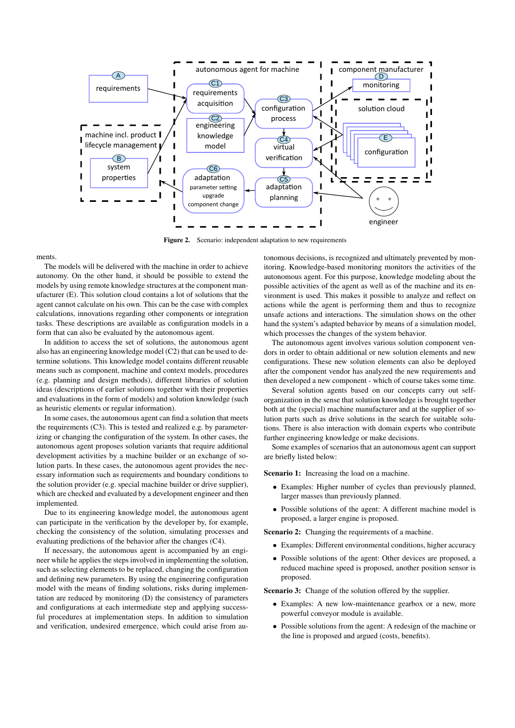**Figure 2.** Scenario: independent adaptation to new requirements

ments.

The models will be delivered with the machine in order to achieve autonomy. On the other hand, it should be possible to extend the models by using remote knowledge structures at the component manufacturer (E). This solution cloud contains a lot of solutions that the agent cannot calculate on his own. This can be the case with complex calculations, innovations regarding other components or integration tasks. These descriptions are available as configuration models in a form that can also be evaluated by the autonomous agent.

In addition to access the set of solutions, the autonomous agent also has an engineering knowledge model (C2) that can be used to determine solutions. This knowledge model contains different reusable means such as component, machine and context models, procedures (e.g. planning and design methods), different libraries of solution ideas (descriptions of earlier solutions together with their properties and evaluations in the form of models) and solution knowledge (such as heuristic elements or regular information).

In some cases, the autonomous agent can find a solution that meets the requirements (C3). This is tested and realized e.g. by parameterizing or changing the configuration of the system. In other cases, the autonomous agent proposes solution variants that require additional development activities by a machine builder or an exchange of solution parts. In these cases, the autonomous agent provides the necessary information such as requirements and boundary conditions to the solution provider (e.g. special machine builder or drive supplier), which are checked and evaluated by a development engineer and then implemented.

Due to its engineering knowledge model, the autonomous agent can participate in the verification by the developer by, for example, checking the consistency of the solution, simulating processes and evaluating predictions of the behavior after the changes (C4).

If necessary, the autonomous agent is accompanied by an engineer while he applies the steps involved in implementing the solution, such as selecting elements to be replaced, changing the configuration and defining new parameters. By using the engineering configuration model with the means of finding solutions, risks during implementation are reduced by monitoring (D) the consistency of parameters and configurations at each intermediate step and applying successful procedures at implementation steps. In addition to simulation and verification, undesired emergence, which could arise from autonomous decisions, is recognized and ultimately prevented by monitoring. Knowledge-based monitoring monitors the activities of the autonomous agent. For this purpose, knowledge modeling about the possible activities of the agent as well as of the machine and its environment is used. This makes it possible to analyze and reflect on actions while the agent is performing them and thus to recognize unsafe actions and interactions. The simulation shows on the other hand the system's adapted behavior by means of a simulation model, which processes the changes of the system behavior.

The autonomous agent involves various solution component vendors in order to obtain additional or new solution elements and new configurations. These new solution elements can also be deployed after the component vendor has analyzed the new requirements and then developed a new component - which of course takes some time.

Several solution agents based on our concepts carry out self-organization in the sense that solution knowledge is brought together both at the (special) machine manufacturer and at the supplier of solution parts such as drive solutions in the search for suitable solutions. There is also interaction with domain experts who contribute further engineering knowledge or make decisions.

Some examples of scenarios that an autonomous agent can support are briefly listed below:

**Scenario 1:** Increasing the load on a machine.

- Examples: Higher number of cycles than previously planned, larger masses than previously planned.
- Possible solutions of the agent: A different machine model is proposed, a larger engine is proposed.

**Scenario 2:** Changing the requirements of a machine.

- Examples: Different environmental conditions, higher accuracy
- Possible solutions of the agent: Other devices are proposed, a reduced machine speed is proposed, another position sensor is proposed.

**Scenario 3:** Change of the solution offered by the supplier.

- Examples: A new low-maintenance gearbox or a new, more powerful conveyor module is available.
- Possible solutions from the agent: A redesign of the machine or the line is proposed and argued (costs, benefits).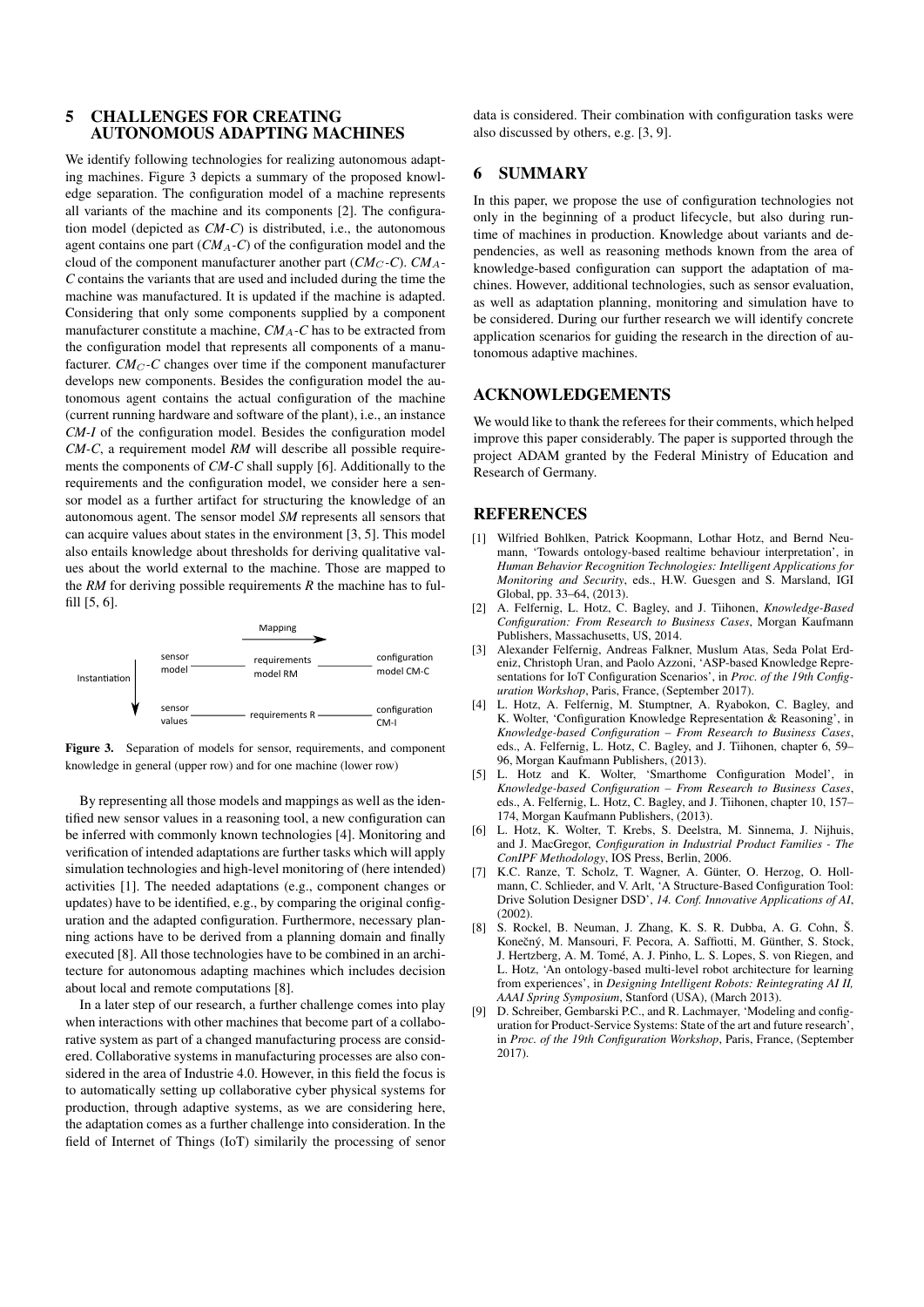## 5 CHALLENGES FOR CREATING AUTONOMOUS ADAPTING MACHINES

We identify following technologies for realizing autonomous adapting machines. Figure 3 depicts a summary of the proposed knowledge separation. The configuration model of a machine represents all variants of the machine and its components [2]. The configuration model (depicted as *CM-C*) is distributed, i.e., the autonomous agent contains one part ($CM_A$-$C$) of the configuration model and the cloud of the component manufacturer another part ($CM_C$-$C$). $CM_A$-$C$ contains the variants that are used and included during the time the machine was manufactured. It is updated if the machine is adapted. Considering that only some components supplied by a component manufacturer constitute a machine, $CM_A$-$C$ has to be extracted from the configuration model that represents all components of a manufacturer. $CM_C$-$C$ changes over time if the component manufacturer develops new components. Besides the configuration model the autonomous agent contains the actual configuration of the machine (current running hardware and software of the plant), i.e., an instance *CM-I* of the configuration model. Besides the configuration model *CM-C*, a requirement model *RM* will describe all possible requirements the components of *CM-C* shall supply [6]. Additionally to the requirements and the configuration model, we consider here a sensor model as a further artifact for structuring the knowledge of an autonomous agent. The sensor model *SM* represents all sensors that can acquire values about states in the environment [3, 5]. This model also entails knowledge about thresholds for deriving qualitative values about the world external to the machine. Those are mapped to the *RM* for deriving possible requirements *R* the machine has to fulfill [5, 6].

Mapping

Instantiation

sensor model

requirements model RM

configuration model CM-C

sensor values

requirements R

configuration CM-I

**Figure 3.** Separation of models for sensor, requirements, and component knowledge in general (upper row) and for one machine (lower row)

By representing all those models and mappings as well as the identified new sensor values in a reasoning tool, a new configuration can be inferred with commonly known technologies [4]. Monitoring and verification of intended adaptations are further tasks which will apply simulation technologies and high-level monitoring of (here intended) activities [1]. The needed adaptations (e.g., component changes or updates) have to be identified, e.g., by comparing the original configuration and the adapted configuration. Furthermore, necessary planning actions have to be derived from a planning domain and finally executed [8]. All those technologies have to be combined in an architecture for autonomous adapting machines which includes decision about local and remote computations [8].

In a later step of our research, a further challenge comes into play when interactions with other machines that become part of a collaborative system as part of a changed manufacturing process are considered. Collaborative systems in manufacturing processes are also considered in the area of Industrie 4.0. However, in this field the focus is to automatically setting up collaborative cyber physical systems for production, through adaptive systems, as we are considering here, the adaptation comes as a further challenge into consideration. In the field of Internet of Things (IoT) similarily the processing of senor data is considered. Their combination with configuration tasks were also discussed by others, e.g. [3, 9].

## 6 SUMMARY

In this paper, we propose the use of configuration technologies not only in the beginning of a product lifecycle, but also during runtime of machines in production. Knowledge about variants and dependencies, as well as reasoning methods known from the area of knowledge-based configuration can support the adaptation of machines. However, additional technologies, such as sensor evaluation, as well as adaptation planning, monitoring and simulation have to be considered. During our further research we will identify concrete application scenarios for guiding the research in the direction of autonomous adaptive machines.

## ACKNOWLEDGEMENTS

We would like to thank the referees for their comments, which helped improve this paper considerably. The paper is supported through the project ADAM granted by the Federal Ministry of Education and Research of Germany.

## REFERENCES

[1] Wilfried Bohlken, Patrick Koopmann, Lothar Hotz, and Bernd Neumann, 'Towards ontology-based realtime behaviour interpretation', in *Human Behavior Recognition Technologies: Intelligent Applications for Monitoring and Security*, eds., H.W. Guesgen and S. Marsland, IGI Global, pp. 33–64, (2013).

[2] A. Felfernig, L. Hotz, C. Bagley, and J. Tiihonen, *Knowledge-Based Configuration: From Research to Business Cases*, Morgan Kaufmann Publishers, Massachusetts, US, 2014.

[3] Alexander Felfernig, Andreas Falkner, Muslum Atas, Seda Polat Erdeniz, Christoph Uran, and Paolo Azzoni, 'ASP-based Knowledge Representations for IoT Configuration Scenarios', in *Proc. of the 19th Configuration Workshop*, Paris, France, (September 2017).

[4] L. Hotz, A. Felfernig, M. Stumptner, A. Ryabokon, C. Bagley, and K. Wolter, 'Configuration Knowledge Representation & Reasoning', in *Knowledge-based Configuration – From Research to Business Cases*, eds., A. Felfernig, L. Hotz, C. Bagley, and J. Tiihonen, chapter 6, 59–96, Morgan Kaufmann Publishers, (2013).

[5] L. Hotz and K. Wolter, 'Smarthome Configuration Model', in *Knowledge-based Configuration – From Research to Business Cases*, eds., A. Felfernig, L. Hotz, C. Bagley, and J. Tiihonen, chapter 10, 157–174, Morgan Kaufmann Publishers, (2013).

[6] L. Hotz, K. Wolter, T. Krebs, S. Deelstra, M. Sinnema, J. Nijhuis, and J. MacGregor, *Configuration in Industrial Product Families - The ConIPF Methodology*, IOS Press, Berlin, 2006.

[7] K.C. Ranze, T. Scholz, T. Wagner, A. Günter, O. Herzog, O. Hollmann, C. Schlieder, and V. Arlt, 'A Structure-Based Configuration Tool: Drive Solution Designer DSD', *14. Conf. Innovative Applications of AI*, (2002).

[8] S. Rockel, B. Neuman, J. Zhang, K. S. R. Dubba, A. G. Cohn, Š. Konečný, M. Mansouri, F. Pecora, A. Saffiotti, M. Günther, S. Stock, J. Hertzberg, A. M. Tomé, A. J. Pinho, L. S. Lopes, S. von Riegen, and L. Hotz, 'An ontology-based multi-level robot architecture for learning from experiences', in *Designing Intelligent Robots: Reintegrating AI II, AAAI Spring Symposium*, Stanford (USA), (March 2013).

[9] D. Schreiber, Gembarski P.C., and R. Lachmayer, 'Modeling and configuration for Product-Service Systems: State of the art and future research', in *Proc. of the 19th Configuration Workshop*, Paris, France, (September 2017).